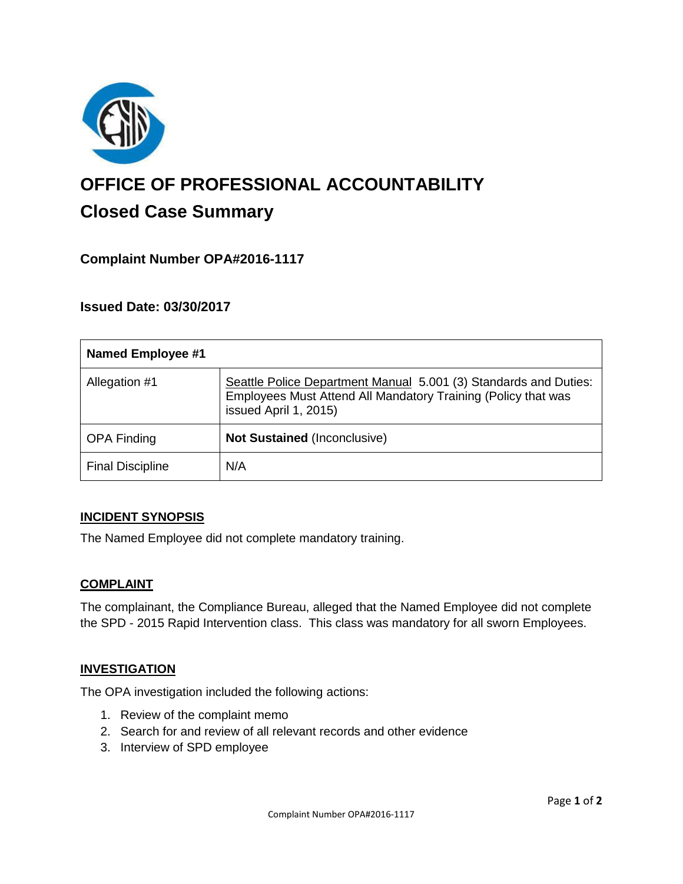# OFFICE OF PROFESSIONAL ACCOUNTABILITY

## Closed Case Summary

### Complaint Number OPA#2016-1117

### Issued Date: 03/30/2017

| **Named Employee #1** | |
|---|---|
| Allegation #1 | Seattle Police Department Manual 5.001 (3) Standards and Duties: Employees Must Attend All Mandatory Training (Policy that was issued April 1, 2015) |
| OPA Finding | **Not Sustained** (Inconclusive) |
| Final Discipline | N/A |

### INCIDENT SYNOPSIS

The Named Employee did not complete mandatory training.

### COMPLAINT

The complainant, the Compliance Bureau, alleged that the Named Employee did not complete the SPD - 2015 Rapid Intervention class. This class was mandatory for all sworn Employees.

### INVESTIGATION

The OPA investigation included the following actions:

1. Review of the complaint memo
2. Search for and review of all relevant records and other evidence
3. Interview of SPD employee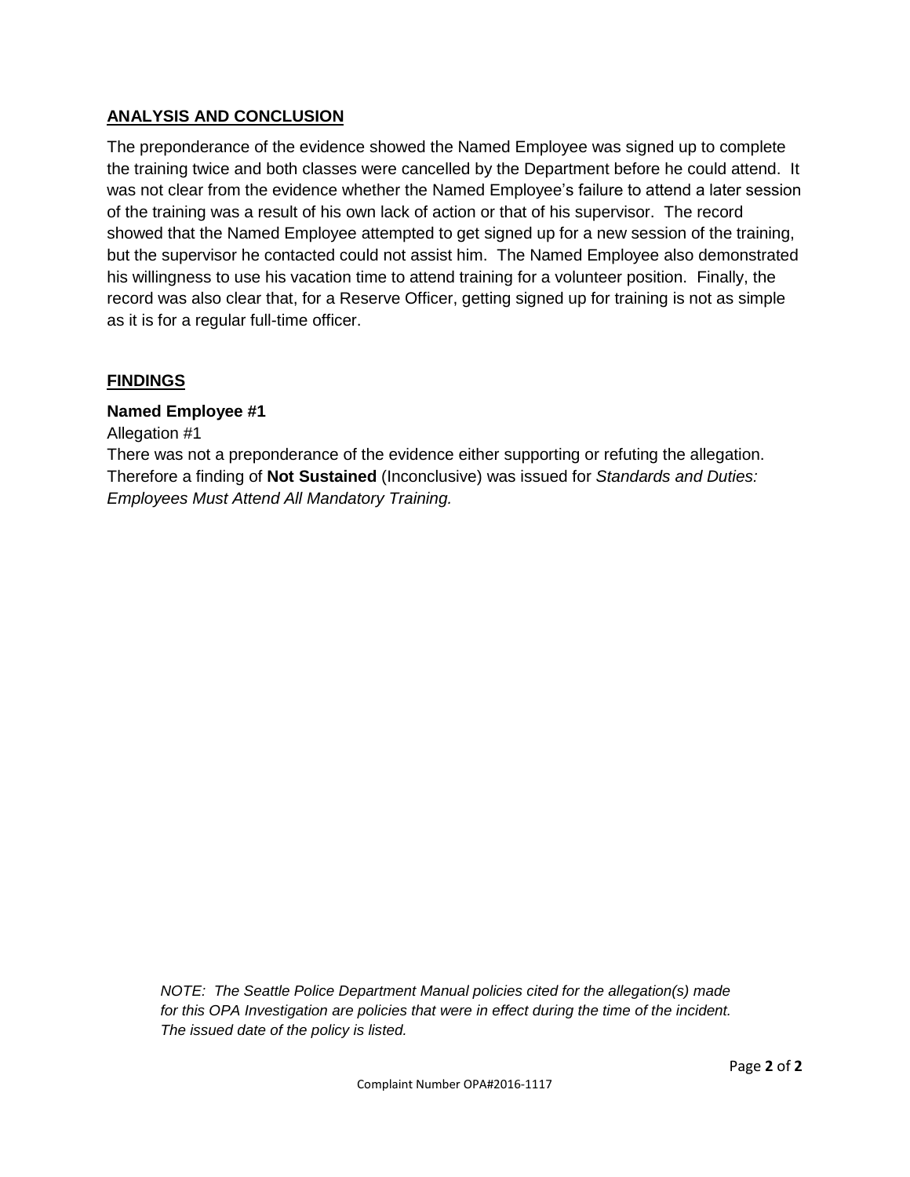## ANALYSIS AND CONCLUSION

The preponderance of the evidence showed the Named Employee was signed up to complete the training twice and both classes were cancelled by the Department before he could attend. It was not clear from the evidence whether the Named Employee's failure to attend a later session of the training was a result of his own lack of action or that of his supervisor. The record showed that the Named Employee attempted to get signed up for a new session of the training, but the supervisor he contacted could not assist him. The Named Employee also demonstrated his willingness to use his vacation time to attend training for a volunteer position. Finally, the record was also clear that, for a Reserve Officer, getting signed up for training is not as simple as it is for a regular full-time officer.

## FINDINGS

**Named Employee #1**

Allegation #1

There was not a preponderance of the evidence either supporting or refuting the allegation. Therefore a finding of **Not Sustained** (Inconclusive) was issued for *Standards and Duties: Employees Must Attend All Mandatory Training.*

*NOTE: The Seattle Police Department Manual policies cited for the allegation(s) made for this OPA Investigation are policies that were in effect during the time of the incident. The issued date of the policy is listed.*

Complaint Number OPA#2016-1117